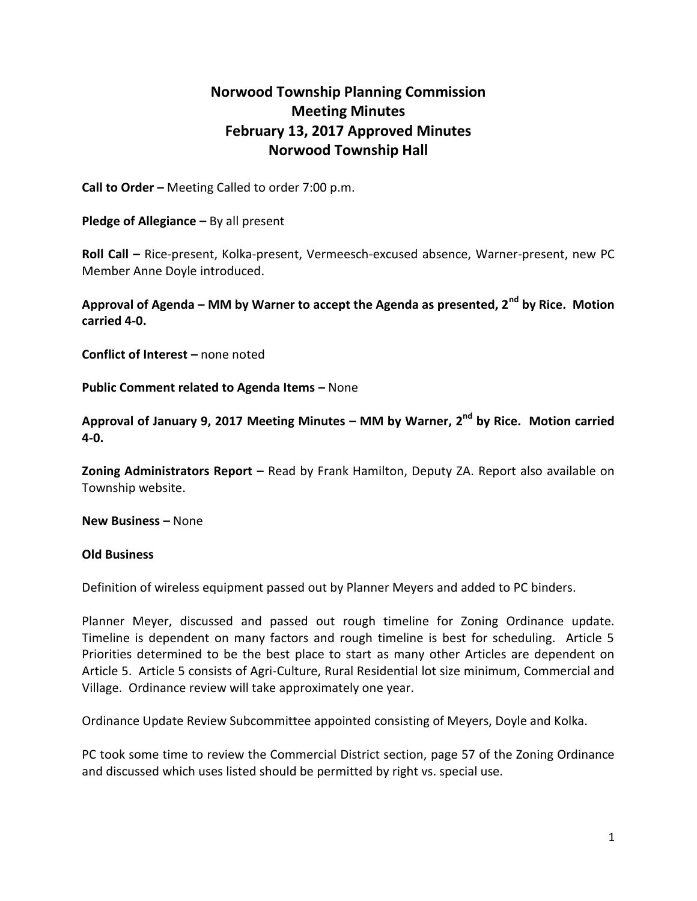# Norwood Township Planning Commission Meeting Minutes February 13, 2017 Approved Minutes Norwood Township Hall

**Call to Order –** Meeting Called to order 7:00 p.m.

**Pledge of Allegiance –** By all present

**Roll Call –** Rice-present, Kolka-present, Vermeesch-excused absence, Warner-present, new PC Member Anne Doyle introduced.

**Approval of Agenda – MM by Warner to accept the Agenda as presented, 2nd by Rice. Motion carried 4-0.**

**Conflict of Interest –** none noted

**Public Comment related to Agenda Items –** None

**Approval of January 9, 2017 Meeting Minutes – MM by Warner, 2nd by Rice. Motion carried 4-0.**

**Zoning Administrators Report –** Read by Frank Hamilton, Deputy ZA. Report also available on Township website.

**New Business –** None

**Old Business**

Definition of wireless equipment passed out by Planner Meyers and added to PC binders.

Planner Meyer, discussed and passed out rough timeline for Zoning Ordinance update. Timeline is dependent on many factors and rough timeline is best for scheduling. Article 5 Priorities determined to be the best place to start as many other Articles are dependent on Article 5. Article 5 consists of Agri-Culture, Rural Residential lot size minimum, Commercial and Village. Ordinance review will take approximately one year.

Ordinance Update Review Subcommittee appointed consisting of Meyers, Doyle and Kolka.

PC took some time to review the Commercial District section, page 57 of the Zoning Ordinance and discussed which uses listed should be permitted by right vs. special use.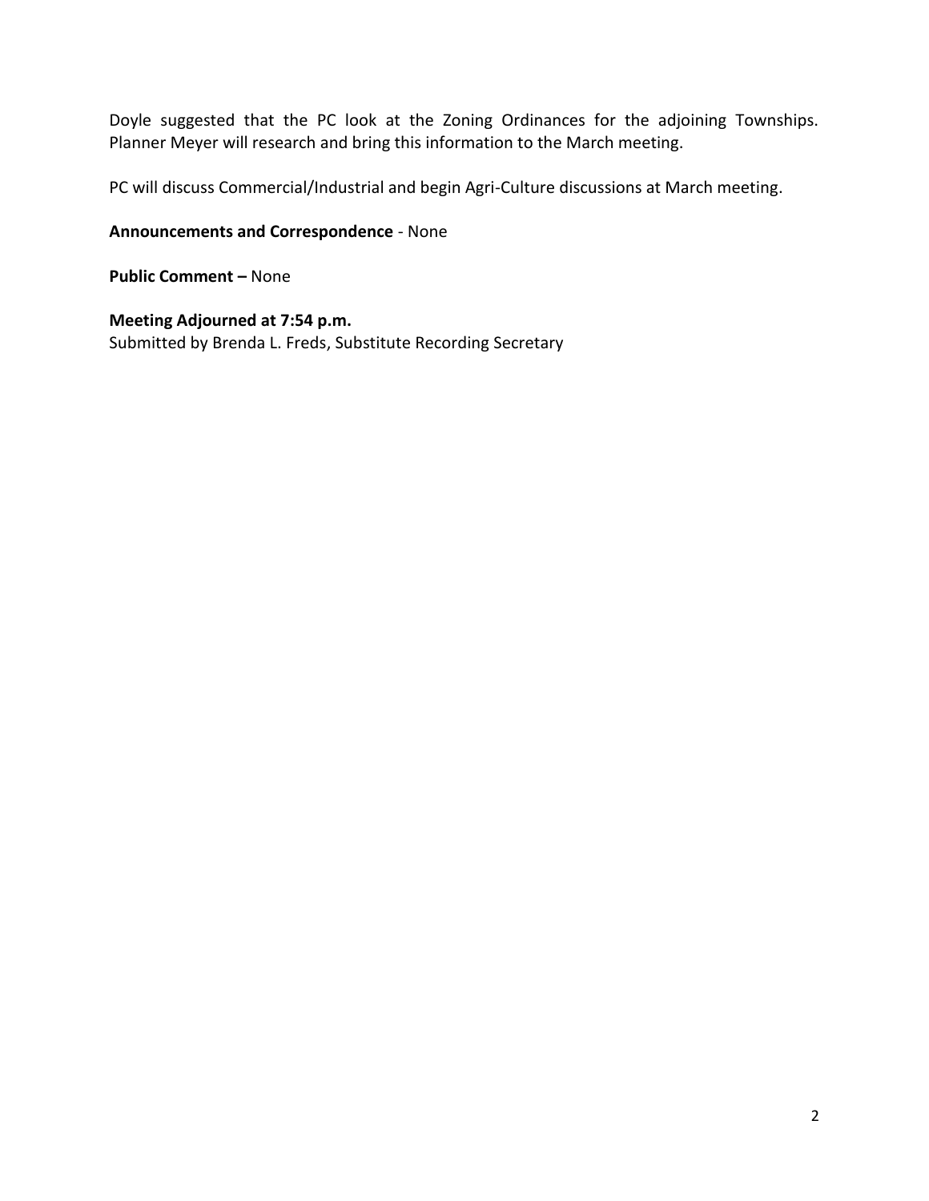Doyle suggested that the PC look at the Zoning Ordinances for the adjoining Townships. Planner Meyer will research and bring this information to the March meeting.

PC will discuss Commercial/Industrial and begin Agri-Culture discussions at March meeting.

**Announcements and Correspondence** - None

**Public Comment –** None

**Meeting Adjourned at 7:54 p.m.**
Submitted by Brenda L. Freds, Substitute Recording Secretary